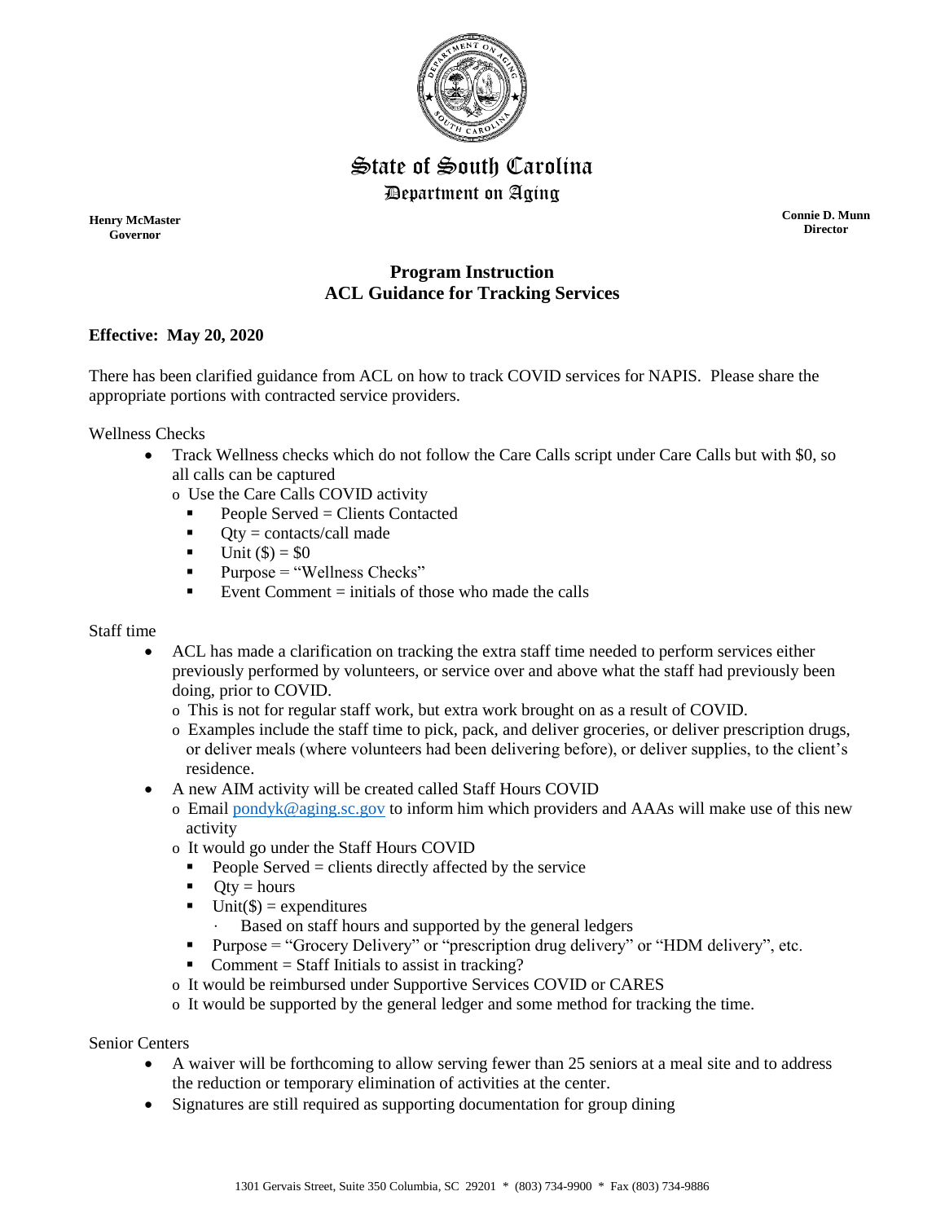# State of South Carolina
## Department on Aging

**Henry McMaster**
**Governor**

**Connie D. Munn**
**Director**

## Program Instruction
## ACL Guidance for Tracking Services

**Effective: May 20, 2020**

There has been clarified guidance from ACL on how to track COVID services for NAPIS. Please share the appropriate portions with contracted service providers.

Wellness Checks

- Track Wellness checks which do not follow the Care Calls script under Care Calls but with $0, so all calls can be captured
  - Use the Care Calls COVID activity
    - People Served = Clients Contacted
    - Qty = contacts/call made
    - Unit ($) = $0
    - Purpose = "Wellness Checks"
    - Event Comment = initials of those who made the calls

Staff time

- ACL has made a clarification on tracking the extra staff time needed to perform services either previously performed by volunteers, or service over and above what the staff had previously been doing, prior to COVID.
  - This is not for regular staff work, but extra work brought on as a result of COVID.
  - Examples include the staff time to pick, pack, and deliver groceries, or deliver prescription drugs, or deliver meals (where volunteers had been delivering before), or deliver supplies, to the client's residence.
- A new AIM activity will be created called Staff Hours COVID
  - Email pondyk@aging.sc.gov to inform him which providers and AAAs will make use of this new activity
  - It would go under the Staff Hours COVID
    - People Served = clients directly affected by the service
    - Qty = hours
    - Unit($) = expenditures
      - Based on staff hours and supported by the general ledgers
    - Purpose = "Grocery Delivery" or "prescription drug delivery" or "HDM delivery", etc.
    - Comment = Staff Initials to assist in tracking?
  - It would be reimbursed under Supportive Services COVID or CARES
  - It would be supported by the general ledger and some method for tracking the time.

Senior Centers

- A waiver will be forthcoming to allow serving fewer than 25 seniors at a meal site and to address the reduction or temporary elimination of activities at the center.
- Signatures are still required as supporting documentation for group dining

1301 Gervais Street, Suite 350 Columbia, SC 29201 * (803) 734-9900 * Fax (803) 734-9886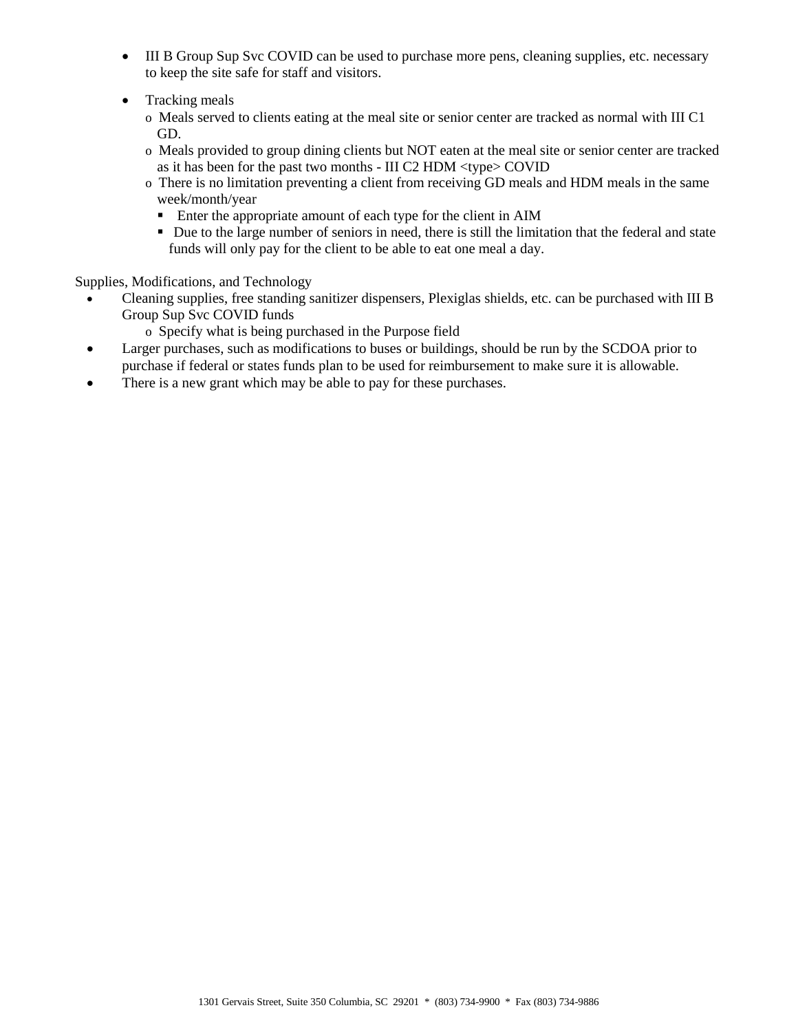- III B Group Sup Svc COVID can be used to purchase more pens, cleaning supplies, etc. necessary to keep the site safe for staff and visitors.

- Tracking meals
  - Meals served to clients eating at the meal site or senior center are tracked as normal with III C1 GD.
  - Meals provided to group dining clients but NOT eaten at the meal site or senior center are tracked as it has been for the past two months - III C2 HDM <type> COVID
  - There is no limitation preventing a client from receiving GD meals and HDM meals in the same week/month/year
    - Enter the appropriate amount of each type for the client in AIM
    - Due to the large number of seniors in need, there is still the limitation that the federal and state funds will only pay for the client to be able to eat one meal a day.

Supplies, Modifications, and Technology

- Cleaning supplies, free standing sanitizer dispensers, Plexiglas shields, etc. can be purchased with III B Group Sup Svc COVID funds
  - Specify what is being purchased in the Purpose field
- Larger purchases, such as modifications to buses or buildings, should be run by the SCDOA prior to purchase if federal or states funds plan to be used for reimbursement to make sure it is allowable.
- There is a new grant which may be able to pay for these purchases.